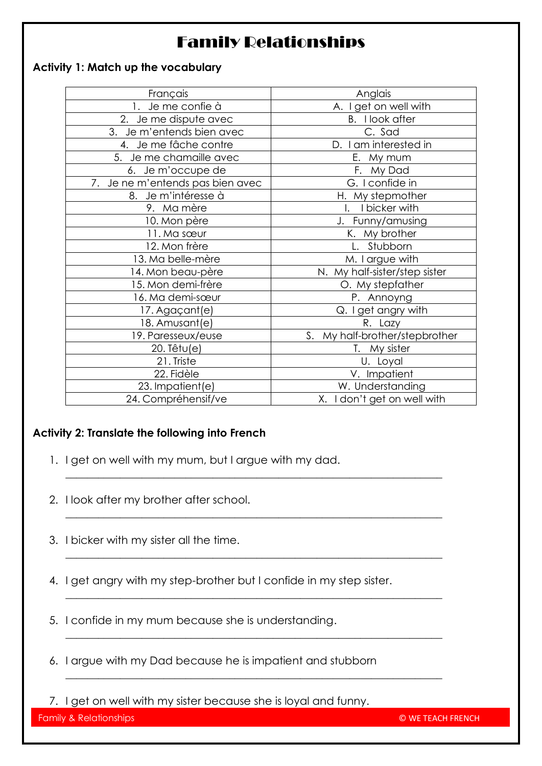# Family Relationships

**Activity 1: Match up the vocabulary**

| Français | Anglais |
|---|---|
| 1. Je me confie à | A. I get on well with |
| 2. Je me dispute avec | B. I look after |
| 3. Je m'entends bien avec | C. Sad |
| 4. Je me fâche contre | D. I am interested in |
| 5. Je me chamaille avec | E. My mum |
| 6. Je m'occupe de | F. My Dad |
| 7. Je ne m'entends pas bien avec | G. I confide in |
| 8. Je m'intéresse à | H. My stepmother |
| 9. Ma mère | I. I bicker with |
| 10. Mon père | J. Funny/amusing |
| 11. Ma sœur | K. My brother |
| 12. Mon frère | L. Stubborn |
| 13. Ma belle-mère | M. I argue with |
| 14. Mon beau-père | N. My half-sister/step sister |
| 15. Mon demi-frère | O. My stepfather |
| 16. Ma demi-sœur | P. Annoyng |
| 17. Agaçant(e) | Q. I get angry with |
| 18. Amusant(e) | R. Lazy |
| 19. Paresseux/euse | S. My half-brother/stepbrother |
| 20. Têtu(e) | T. My sister |
| 21. Triste | U. Loyal |
| 22. Fidèle | V. Impatient |
| 23. Impatient(e) | W. Understanding |
| 24. Compréhensif/ve | X. I don't get on well with |

**Activity 2: Translate the following into French**

1. I get on well with my mum, but I argue with my dad.

___________________________________________________________

2. I look after my brother after school.

___________________________________________________________

3. I bicker with my sister all the time.

___________________________________________________________

4. I get angry with my step-brother but I confide in my step sister.

___________________________________________________________

5. I confide in my mum because she is understanding.

___________________________________________________________

6. I argue with my Dad because he is impatient and stubborn

___________________________________________________________

7. I get on well with my sister because she is loyal and funny.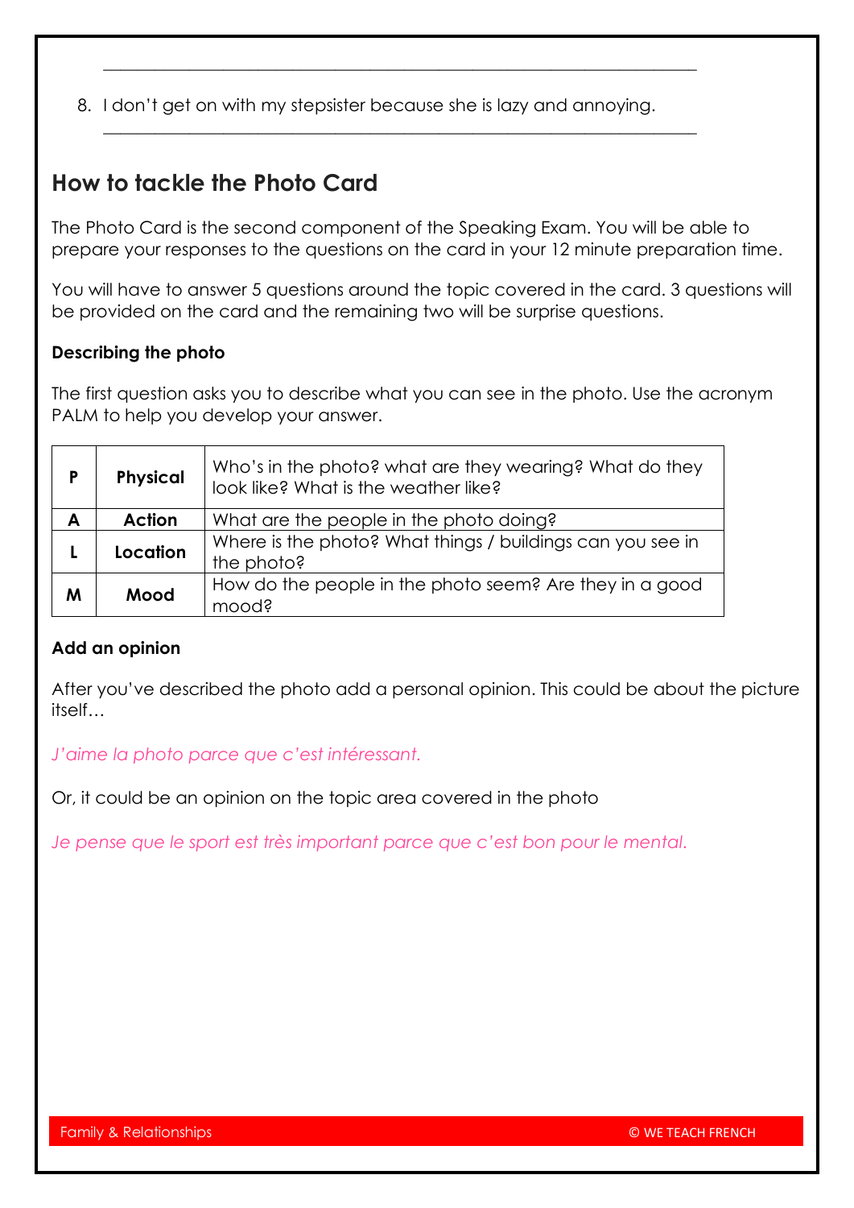\_\_\_\_\_\_\_\_\_\_\_\_\_\_\_\_\_\_\_\_\_\_\_\_\_\_\_\_\_\_\_\_\_\_\_\_\_\_\_\_\_\_\_\_\_\_\_\_\_\_\_\_\_\_\_\_\_\_\_\_\_\_\_\_\_

8. I don't get on with my stepsister because she is lazy and annoying.

   \_\_\_\_\_\_\_\_\_\_\_\_\_\_\_\_\_\_\_\_\_\_\_\_\_\_\_\_\_\_\_\_\_\_\_\_\_\_\_\_\_\_\_\_\_\_\_\_\_\_\_\_\_\_\_\_\_\_\_\_\_\_\_\_\_

## How to tackle the Photo Card

The Photo Card is the second component of the Speaking Exam. You will be able to prepare your responses to the questions on the card in your 12 minute preparation time.

You will have to answer 5 questions around the topic covered in the card. 3 questions will be provided on the card and the remaining two will be surprise questions.

### Describing the photo

The first question asks you to describe what you can see in the photo. Use the acronym PALM to help you develop your answer.

| | | |
|---|---|---|
| **P** | **Physical** | Who's in the photo? what are they wearing? What do they look like? What is the weather like? |
| **A** | **Action** | What are the people in the photo doing? |
| **L** | **Location** | Where is the photo? What things / buildings can you see in the photo? |
| **M** | **Mood** | How do the people in the photo seem? Are they in a good mood? |

### Add an opinion

After you've described the photo add a personal opinion. This could be about the picture itself…

*J'aime la photo parce que c'est intéressant.*

Or, it could be an opinion on the topic area covered in the photo

*Je pense que le sport est très important parce que c'est bon pour le mental.*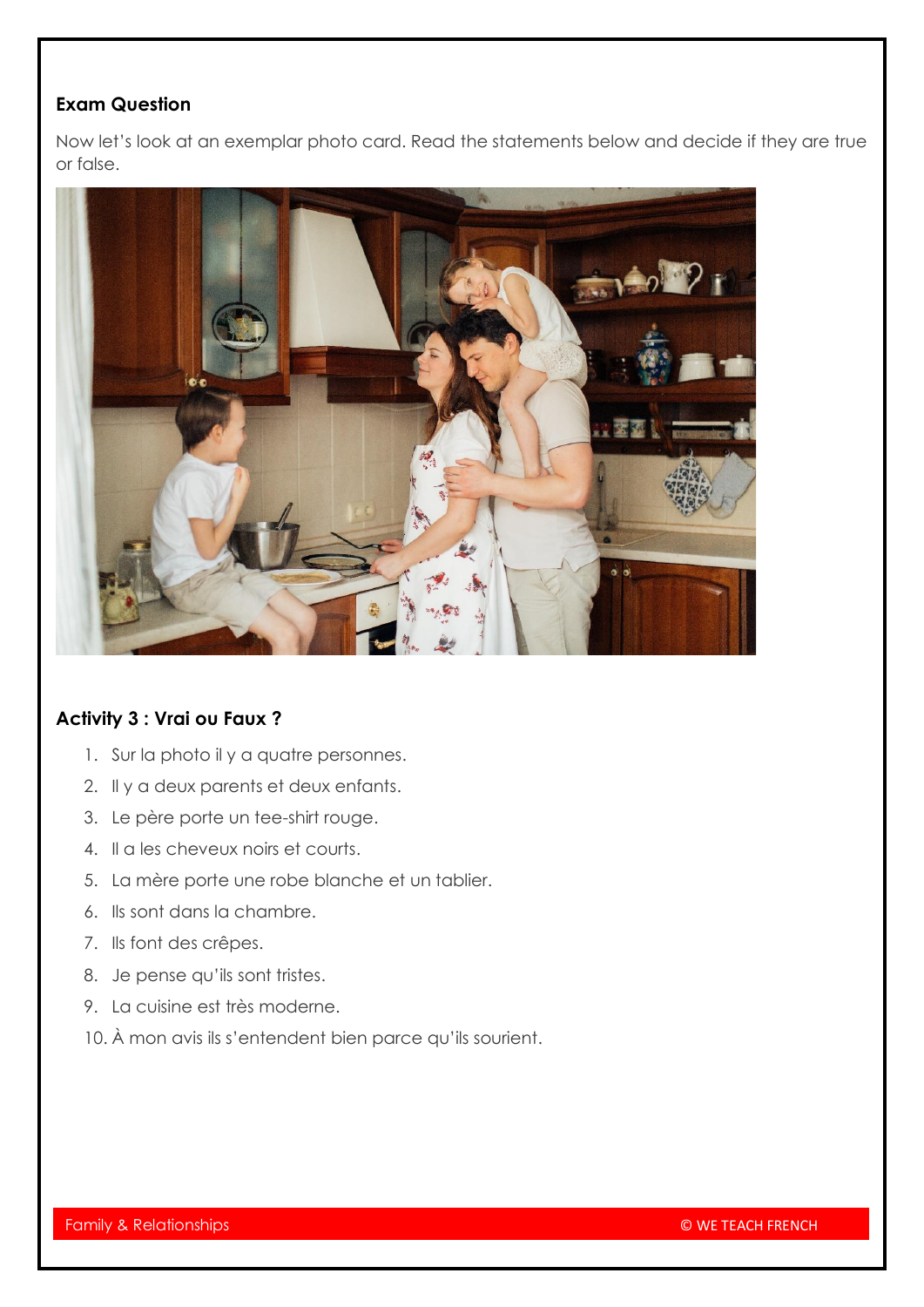**Exam Question**

Now let's look at an exemplar photo card. Read the statements below and decide if they are true or false.

**Activity 3 : Vrai ou Faux ?**

1. Sur la photo il y a quatre personnes.
2. Il y a deux parents et deux enfants.
3. Le père porte un tee-shirt rouge.
4. Il a les cheveux noirs et courts.
5. La mère porte une robe blanche et un tablier.
6. Ils sont dans la chambre.
7. Ils font des crêpes.
8. Je pense qu'ils sont tristes.
9. La cuisine est très moderne.
10. À mon avis ils s'entendent bien parce qu'ils sourient.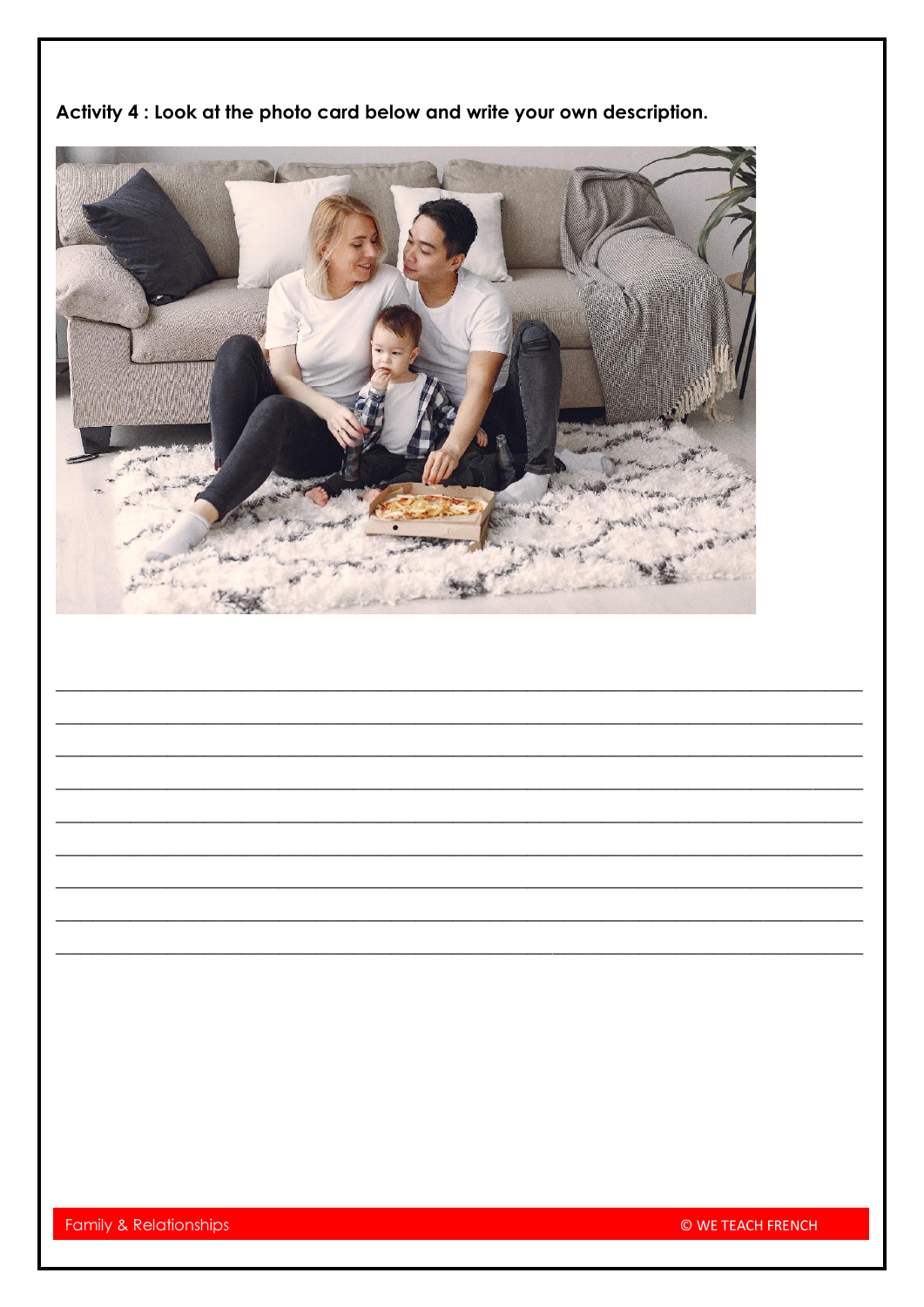**Activity 4 : Look at the photo card below and write your own description.**

\_\_\_\_\_\_\_\_\_\_\_\_\_\_\_\_\_\_\_\_\_\_\_\_\_\_\_\_\_\_\_\_\_\_\_\_\_\_\_\_\_\_\_\_\_\_\_\_\_\_\_\_\_\_\_\_\_\_\_\_\_\_\_\_\_\_\_\_\_\_\_\_\_\_\_\_

\_\_\_\_\_\_\_\_\_\_\_\_\_\_\_\_\_\_\_\_\_\_\_\_\_\_\_\_\_\_\_\_\_\_\_\_\_\_\_\_\_\_\_\_\_\_\_\_\_\_\_\_\_\_\_\_\_\_\_\_\_\_\_\_\_\_\_\_\_\_\_\_\_\_\_\_

\_\_\_\_\_\_\_\_\_\_\_\_\_\_\_\_\_\_\_\_\_\_\_\_\_\_\_\_\_\_\_\_\_\_\_\_\_\_\_\_\_\_\_\_\_\_\_\_\_\_\_\_\_\_\_\_\_\_\_\_\_\_\_\_\_\_\_\_\_\_\_\_\_\_\_\_

\_\_\_\_\_\_\_\_\_\_\_\_\_\_\_\_\_\_\_\_\_\_\_\_\_\_\_\_\_\_\_\_\_\_\_\_\_\_\_\_\_\_\_\_\_\_\_\_\_\_\_\_\_\_\_\_\_\_\_\_\_\_\_\_\_\_\_\_\_\_\_\_\_\_\_\_

\_\_\_\_\_\_\_\_\_\_\_\_\_\_\_\_\_\_\_\_\_\_\_\_\_\_\_\_\_\_\_\_\_\_\_\_\_\_\_\_\_\_\_\_\_\_\_\_\_\_\_\_\_\_\_\_\_\_\_\_\_\_\_\_\_\_\_\_\_\_\_\_\_\_\_\_

\_\_\_\_\_\_\_\_\_\_\_\_\_\_\_\_\_\_\_\_\_\_\_\_\_\_\_\_\_\_\_\_\_\_\_\_\_\_\_\_\_\_\_\_\_\_\_\_\_\_\_\_\_\_\_\_\_\_\_\_\_\_\_\_\_\_\_\_\_\_\_\_\_\_\_\_

\_\_\_\_\_\_\_\_\_\_\_\_\_\_\_\_\_\_\_\_\_\_\_\_\_\_\_\_\_\_\_\_\_\_\_\_\_\_\_\_\_\_\_\_\_\_\_\_\_\_\_\_\_\_\_\_\_\_\_\_\_\_\_\_\_\_\_\_\_\_\_\_\_\_\_\_

\_\_\_\_\_\_\_\_\_\_\_\_\_\_\_\_\_\_\_\_\_\_\_\_\_\_\_\_\_\_\_\_\_\_\_\_\_\_\_\_\_\_\_\_\_\_\_\_\_\_\_\_\_\_\_\_\_\_\_\_\_\_\_\_\_\_\_\_\_\_\_\_\_\_\_\_

\_\_\_\_\_\_\_\_\_\_\_\_\_\_\_\_\_\_\_\_\_\_\_\_\_\_\_\_\_\_\_\_\_\_\_\_\_\_\_\_\_\_\_\_\_\_\_\_\_\_\_\_\_\_\_\_\_\_\_\_\_\_\_\_\_\_\_\_\_\_\_\_\_\_\_\_